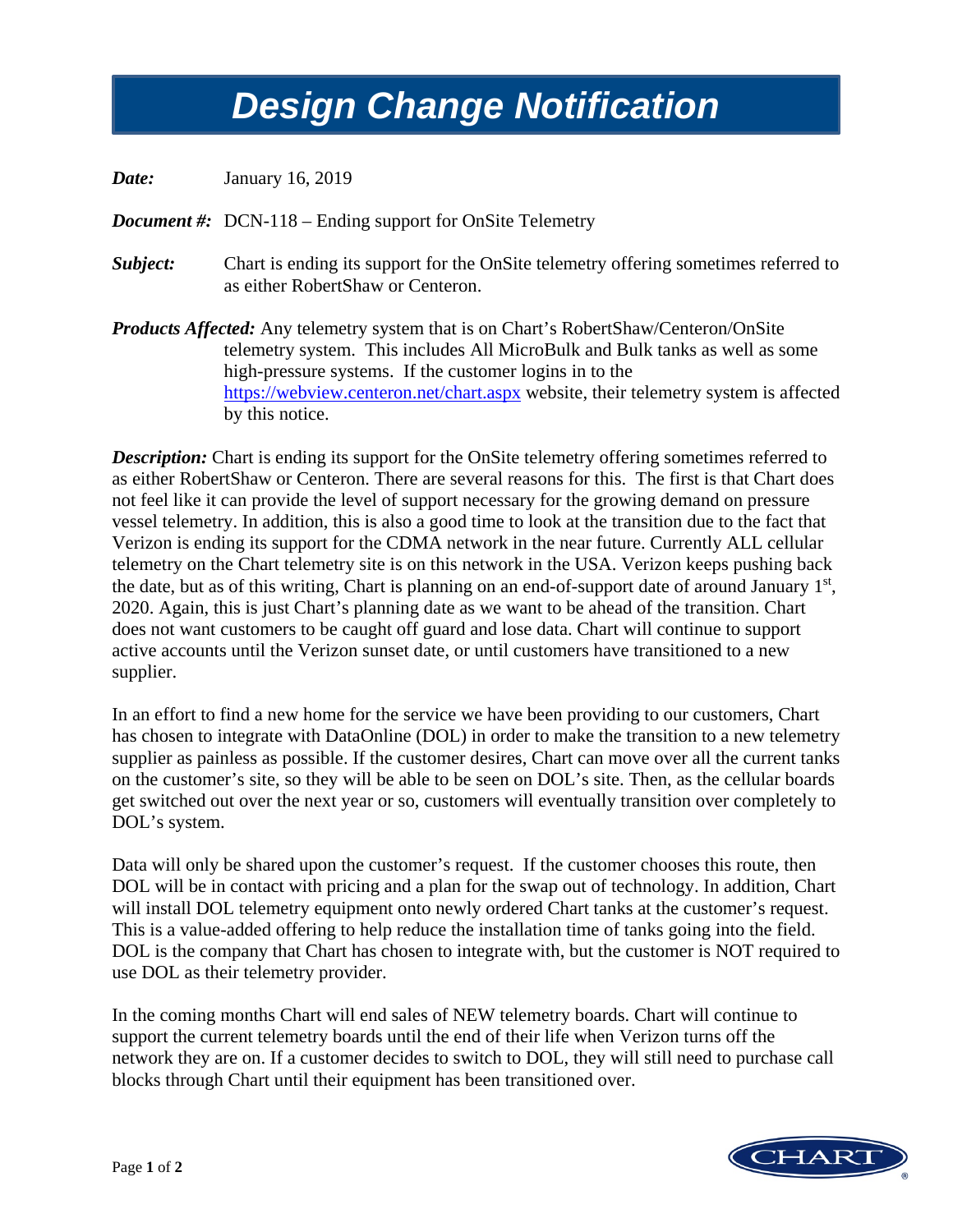# Design Change Notification

***Date:*** January 16, 2019

***Document #:*** DCN-118 – Ending support for OnSite Telemetry

***Subject:*** Chart is ending its support for the OnSite telemetry offering sometimes referred to as either RobertShaw or Centeron.

***Products Affected:*** Any telemetry system that is on Chart's RobertShaw/Centeron/OnSite telemetry system. This includes All MicroBulk and Bulk tanks as well as some high-pressure systems. If the customer logins in to the https://webview.centeron.net/chart.aspx website, their telemetry system is affected by this notice.

***Description:*** Chart is ending its support for the OnSite telemetry offering sometimes referred to as either RobertShaw or Centeron. There are several reasons for this. The first is that Chart does not feel like it can provide the level of support necessary for the growing demand on pressure vessel telemetry. In addition, this is also a good time to look at the transition due to the fact that Verizon is ending its support for the CDMA network in the near future. Currently ALL cellular telemetry on the Chart telemetry site is on this network in the USA. Verizon keeps pushing back the date, but as of this writing, Chart is planning on an end-of-support date of around January 1st, 2020. Again, this is just Chart's planning date as we want to be ahead of the transition. Chart does not want customers to be caught off guard and lose data. Chart will continue to support active accounts until the Verizon sunset date, or until customers have transitioned to a new supplier.

In an effort to find a new home for the service we have been providing to our customers, Chart has chosen to integrate with DataOnline (DOL) in order to make the transition to a new telemetry supplier as painless as possible. If the customer desires, Chart can move over all the current tanks on the customer's site, so they will be able to be seen on DOL's site. Then, as the cellular boards get switched out over the next year or so, customers will eventually transition over completely to DOL's system.

Data will only be shared upon the customer's request. If the customer chooses this route, then DOL will be in contact with pricing and a plan for the swap out of technology. In addition, Chart will install DOL telemetry equipment onto newly ordered Chart tanks at the customer's request. This is a value-added offering to help reduce the installation time of tanks going into the field. DOL is the company that Chart has chosen to integrate with, but the customer is NOT required to use DOL as their telemetry provider.

In the coming months Chart will end sales of NEW telemetry boards. Chart will continue to support the current telemetry boards until the end of their life when Verizon turns off the network they are on. If a customer decides to switch to DOL, they will still need to purchase call blocks through Chart until their equipment has been transitioned over.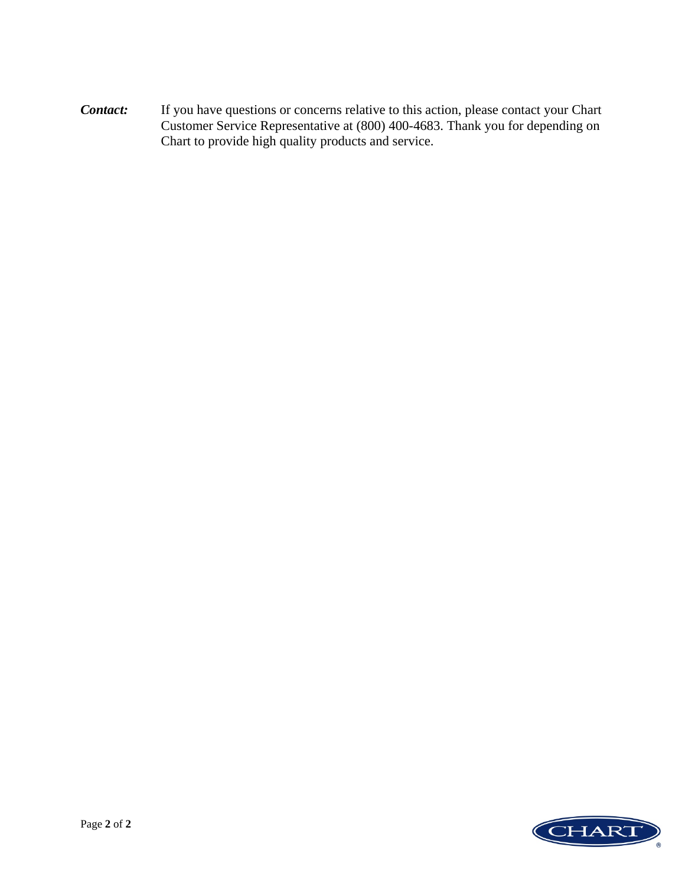***Contact:*** If you have questions or concerns relative to this action, please contact your Chart Customer Service Representative at (800) 400-4683. Thank you for depending on Chart to provide high quality products and service.